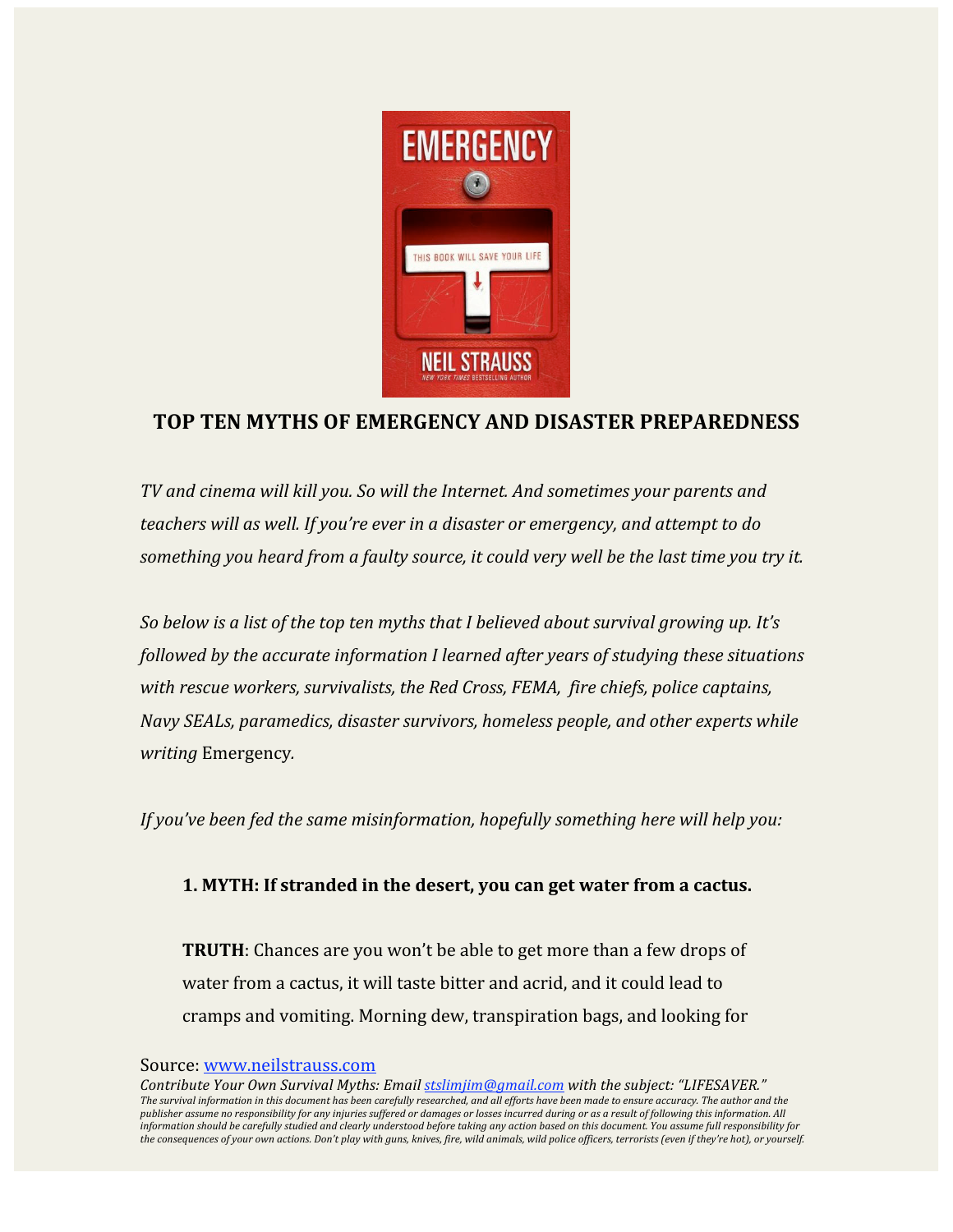## TOP TEN MYTHS OF EMERGENCY AND DISASTER PREPAREDNESS

*TV and cinema will kill you. So will the Internet. And sometimes your parents and teachers will as well. If you're ever in a disaster or emergency, and attempt to do something you heard from a faulty source, it could very well be the last time you try it.*

*So below is a list of the top ten myths that I believed about survival growing up. It's followed by the accurate information I learned after years of studying these situations with rescue workers, survivalists, the Red Cross, FEMA, fire chiefs, police captains, Navy SEALs, paramedics, disaster survivors, homeless people, and other experts while writing* Emergency*.*

*If you've been fed the same misinformation, hopefully something here will help you:*

**1. MYTH: If stranded in the desert, you can get water from a cactus.**

**TRUTH**: Chances are you won't be able to get more than a few drops of water from a cactus, it will taste bitter and acrid, and it could lead to cramps and vomiting. Morning dew, transpiration bags, and looking for

Source: [www.neilstrauss.com](www.neilstrauss.com)

*Contribute Your Own Survival Myths: Email [stslimjim@gmail.com](mailto:stslimjim@gmail.com) with the subject: "LIFESAVER."*

*The survival information in this document has been carefully researched, and all efforts have been made to ensure accuracy. The author and the publisher assume no responsibility for any injuries suffered or damages or losses incurred during or as a result of following this information. All information should be carefully studied and clearly understood before taking any action based on this document. You assume full responsibility for the consequences of your own actions. Don't play with guns, knives, fire, wild animals, wild police officers, terrorists (even if they're hot), or yourself.*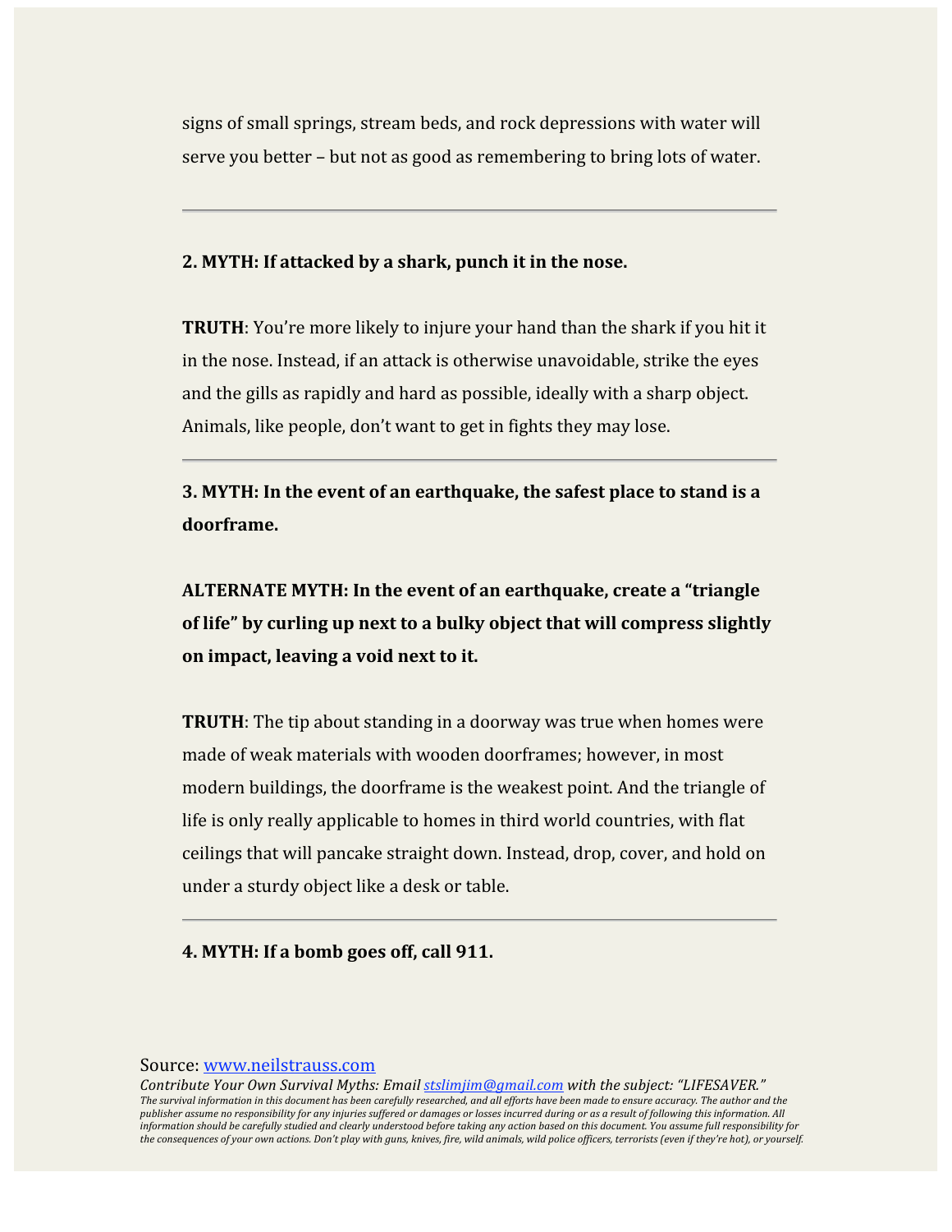signs of small springs, stream beds, and rock depressions with water will serve you better – but not as good as remembering to bring lots of water.

---

**2. MYTH: If attacked by a shark, punch it in the nose.**

**TRUTH**: You're more likely to injure your hand than the shark if you hit it in the nose. Instead, if an attack is otherwise unavoidable, strike the eyes and the gills as rapidly and hard as possible, ideally with a sharp object. Animals, like people, don't want to get in fights they may lose.

---

**3. MYTH: In the event of an earthquake, the safest place to stand is a doorframe.**

**ALTERNATE MYTH: In the event of an earthquake, create a "triangle of life" by curling up next to a bulky object that will compress slightly on impact, leaving a void next to it.**

**TRUTH**: The tip about standing in a doorway was true when homes were made of weak materials with wooden doorframes; however, in most modern buildings, the doorframe is the weakest point. And the triangle of life is only really applicable to homes in third world countries, with flat ceilings that will pancake straight down. Instead, drop, cover, and hold on under a sturdy object like a desk or table.

---

**4. MYTH: If a bomb goes off, call 911.**

Source: www.neilstrauss.com

*Contribute Your Own Survival Myths: Email stslimjim@gmail.com with the subject: "LIFESAVER."*

*The survival information in this document has been carefully researched, and all efforts have been made to ensure accuracy. The author and the publisher assume no responsibility for any injuries suffered or damages or losses incurred during or as a result of following this information. All information should be carefully studied and clearly understood before taking any action based on this document. You assume full responsibility for the consequences of your own actions. Don't play with guns, knives, fire, wild animals, wild police officers, terrorists (even if they're hot), or yourself.*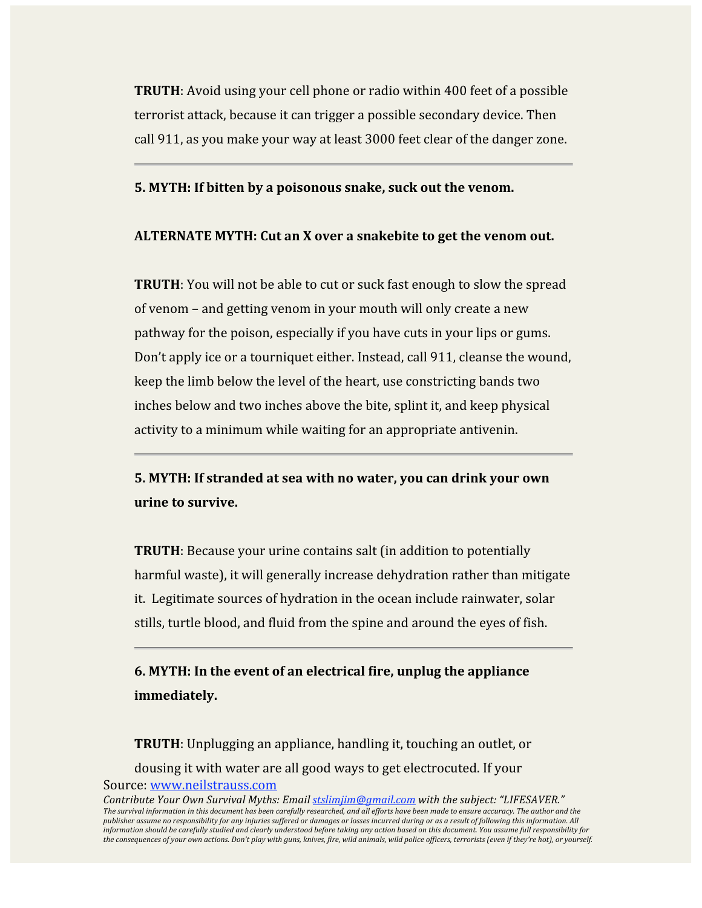**TRUTH**: Avoid using your cell phone or radio within 400 feet of a possible terrorist attack, because it can trigger a possible secondary device. Then call 911, as you make your way at least 3000 feet clear of the danger zone.

---

**5. MYTH: If bitten by a poisonous snake, suck out the venom.**

**ALTERNATE MYTH: Cut an X over a snakebite to get the venom out.**

**TRUTH**: You will not be able to cut or suck fast enough to slow the spread of venom – and getting venom in your mouth will only create a new pathway for the poison, especially if you have cuts in your lips or gums. Don't apply ice or a tourniquet either. Instead, call 911, cleanse the wound, keep the limb below the level of the heart, use constricting bands two inches below and two inches above the bite, splint it, and keep physical activity to a minimum while waiting for an appropriate antivenin.

---

**5. MYTH: If stranded at sea with no water, you can drink your own urine to survive.**

**TRUTH**: Because your urine contains salt (in addition to potentially harmful waste), it will generally increase dehydration rather than mitigate it. Legitimate sources of hydration in the ocean include rainwater, solar stills, turtle blood, and fluid from the spine and around the eyes of fish.

---

**6. MYTH: In the event of an electrical fire, unplug the appliance immediately.**

**TRUTH**: Unplugging an appliance, handling it, touching an outlet, or dousing it with water are all good ways to get electrocuted. If your

Source: [www.neilstrauss.com](http://www.neilstrauss.com)

*Contribute Your Own Survival Myths: Email [stslimjim@gmail.com](mailto:stslimjim@gmail.com) with the subject: "LIFESAVER."*

*The survival information in this document has been carefully researched, and all efforts have been made to ensure accuracy. The author and the publisher assume no responsibility for any injuries suffered or damages or losses incurred during or as a result of following this information. All information should be carefully studied and clearly understood before taking any action based on this document. You assume full responsibility for the consequences of your own actions. Don't play with guns, knives, fire, wild animals, wild police officers, terrorists (even if they're hot), or yourself.*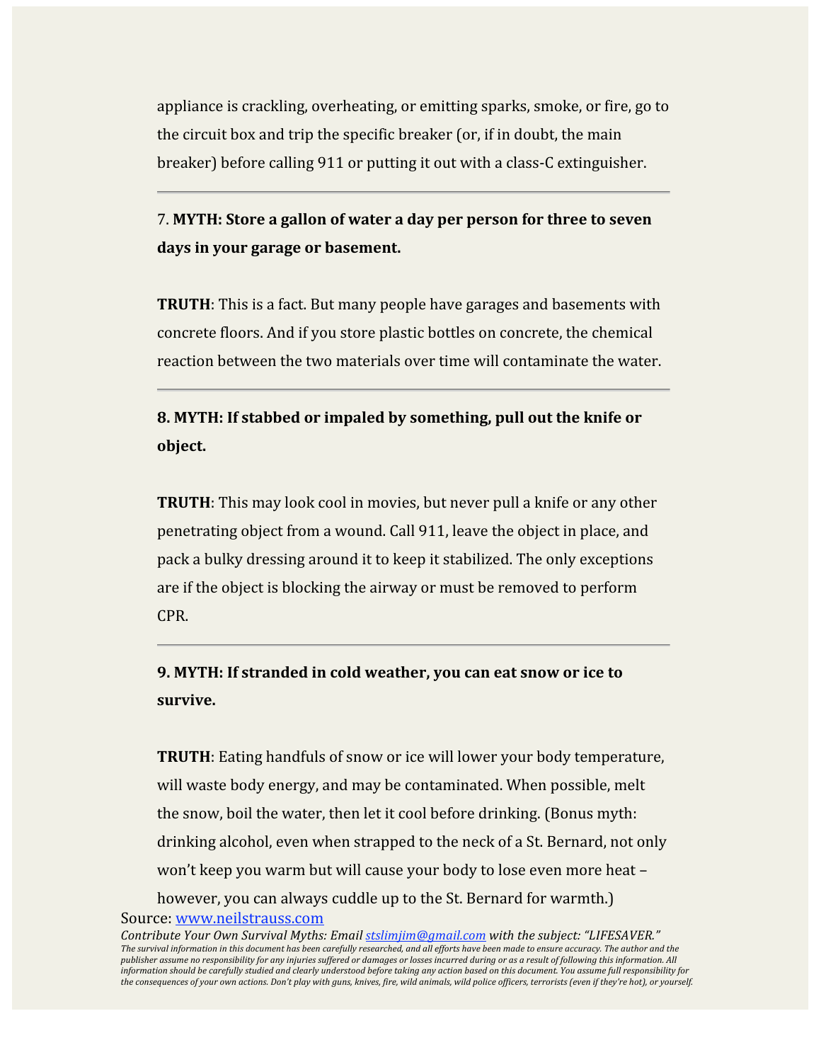appliance is crackling, overheating, or emitting sparks, smoke, or fire, go to the circuit box and trip the specific breaker (or, if in doubt, the main breaker) before calling 911 or putting it out with a class-C extinguisher.

---

7. **MYTH: Store a gallon of water a day per person for three to seven days in your garage or basement.**

**TRUTH**: This is a fact. But many people have garages and basements with concrete floors. And if you store plastic bottles on concrete, the chemical reaction between the two materials over time will contaminate the water.

---

**8. MYTH: If stabbed or impaled by something, pull out the knife or object.**

**TRUTH**: This may look cool in movies, but never pull a knife or any other penetrating object from a wound. Call 911, leave the object in place, and pack a bulky dressing around it to keep it stabilized. The only exceptions are if the object is blocking the airway or must be removed to perform CPR.

---

**9. MYTH: If stranded in cold weather, you can eat snow or ice to survive.**

**TRUTH**: Eating handfuls of snow or ice will lower your body temperature, will waste body energy, and may be contaminated. When possible, melt the snow, boil the water, then let it cool before drinking. (Bonus myth: drinking alcohol, even when strapped to the neck of a St. Bernard, not only won't keep you warm but will cause your body to lose even more heat – however, you can always cuddle up to the St. Bernard for warmth.)

Source: [www.neilstrauss.com](http://www.neilstrauss.com)

*Contribute Your Own Survival Myths: Email [stslimjim@gmail.com](mailto:stslimjim@gmail.com) with the subject: "LIFESAVER."*

*The survival information in this document has been carefully researched, and all efforts have been made to ensure accuracy. The author and the publisher assume no responsibility for any injuries suffered or damages or losses incurred during or as a result of following this information. All information should be carefully studied and clearly understood before taking any action based on this document. You assume full responsibility for the consequences of your own actions. Don't play with guns, knives, fire, wild animals, wild police officers, terrorists (even if they're hot), or yourself.*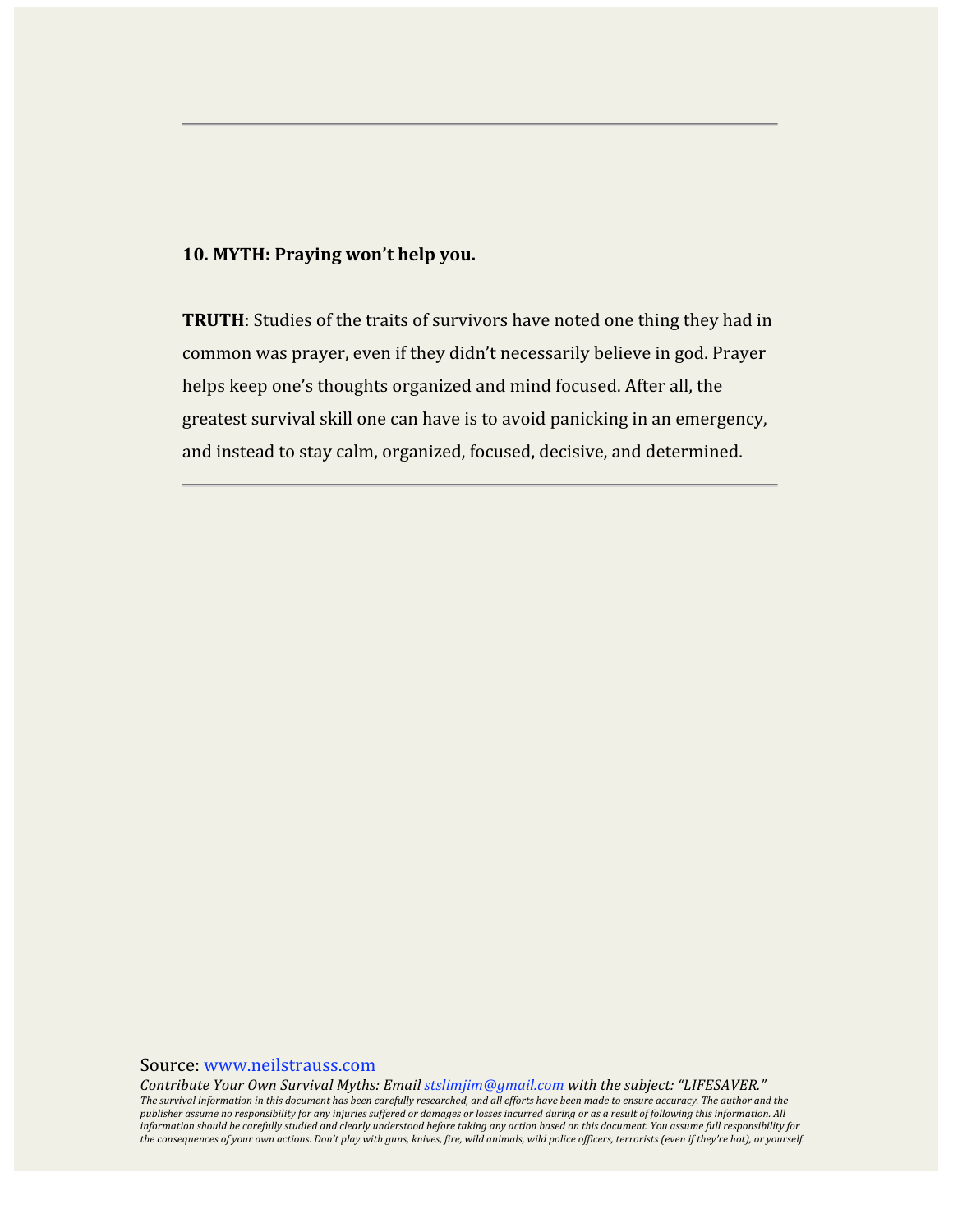---

**10. MYTH: Praying won't help you.**

**TRUTH**: Studies of the traits of survivors have noted one thing they had in common was prayer, even if they didn't necessarily believe in god. Prayer helps keep one's thoughts organized and mind focused. After all, the greatest survival skill one can have is to avoid panicking in an emergency, and instead to stay calm, organized, focused, decisive, and determined.

---

Source: [www.neilstrauss.com](http://www.neilstrauss.com)

*Contribute Your Own Survival Myths: Email [stslimjim@gmail.com](mailto:stslimjim@gmail.com) with the subject: "LIFESAVER."*

*The survival information in this document has been carefully researched, and all efforts have been made to ensure accuracy. The author and the publisher assume no responsibility for any injuries suffered or damages or losses incurred during or as a result of following this information. All information should be carefully studied and clearly understood before taking any action based on this document. You assume full responsibility for the consequences of your own actions. Don't play with guns, knives, fire, wild animals, wild police officers, terrorists (even if they're hot), or yourself.*